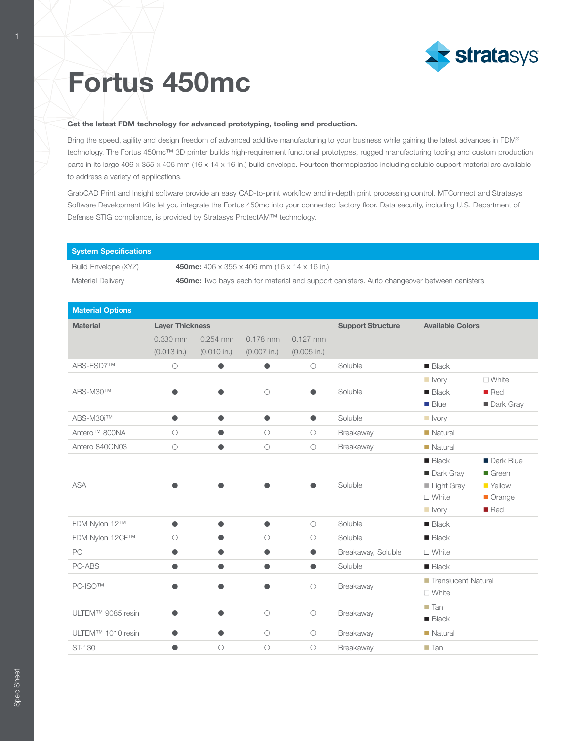# Fortus 450mc

**Get the latest FDM technology for advanced prototyping, tooling and production.**

Bring the speed, agility and design freedom of advanced additive manufacturing to your business while gaining the latest advances in FDM® technology. The Fortus 450mc™ 3D printer builds high-requirement functional prototypes, rugged manufacturing tooling and custom production parts in its large 406 x 355 x 406 mm (16 x 14 x 16 in.) build envelope. Fourteen thermoplastics including soluble support material are available to address a variety of applications.

GrabCAD Print and Insight software provide an easy CAD-to-print workflow and in-depth print processing control. MTConnect and Stratasys Software Development Kits let you integrate the Fortus 450mc into your connected factory floor. Data security, including U.S. Department of Defense STIG compliance, is provided by Stratasys ProtectAM™ technology.

| System Specifications | |
|---|---|
| Build Envelope (XYZ) | **450mc:** 406 x 355 x 406 mm (16 x 14 x 16 in.) |
| Material Delivery | **450mc:** Two bays each for material and support canisters. Auto changeover between canisters |

**Material Options**

| Material | Layer Thickness | | | | Support Structure | Available Colors |
|---|---|---|---|---|---|---|
| | 0.330 mm (0.013 in.) | 0.254 mm (0.010 in.) | 0.178 mm (0.007 in.) | 0.127 mm (0.005 in.) | | |
| ABS-ESD7™ | ○ | ● | ● | ○ | Soluble | Black |
| ABS-M30™ | ● | ● | ○ | ● | Soluble | Ivory, White, Black, Red, Blue, Dark Gray |
| ABS-M30i™ | ● | ● | ● | ● | Soluble | Ivory |
| Antero™ 800NA | ○ | ● | ○ | ○ | Breakaway | Natural |
| Antero 840CN03 | ○ | ● | ○ | ○ | Breakaway | Natural |
| ASA | ● | ● | ● | ● | Soluble | Black, Dark Blue, Dark Gray, Green, Light Gray, Yellow, White, Orange, Ivory, Red |
| FDM Nylon 12™ | ● | ● | ● | ○ | Soluble | Black |
| FDM Nylon 12CF™ | ○ | ● | ○ | ○ | Soluble | Black |
| PC | ● | ● | ● | ● | Breakaway, Soluble | White |
| PC-ABS | ● | ● | ● | ● | Soluble | Black |
| PC-ISO™ | ● | ● | ● | ○ | Breakaway | Translucent Natural, White |
| ULTEM™ 9085 resin | ● | ● | ○ | ○ | Breakaway | Tan, Black |
| ULTEM™ 1010 resin | ● | ● | ○ | ○ | Breakaway | Natural |
| ST-130 | ● | ○ | ○ | ○ | Breakaway | Tan |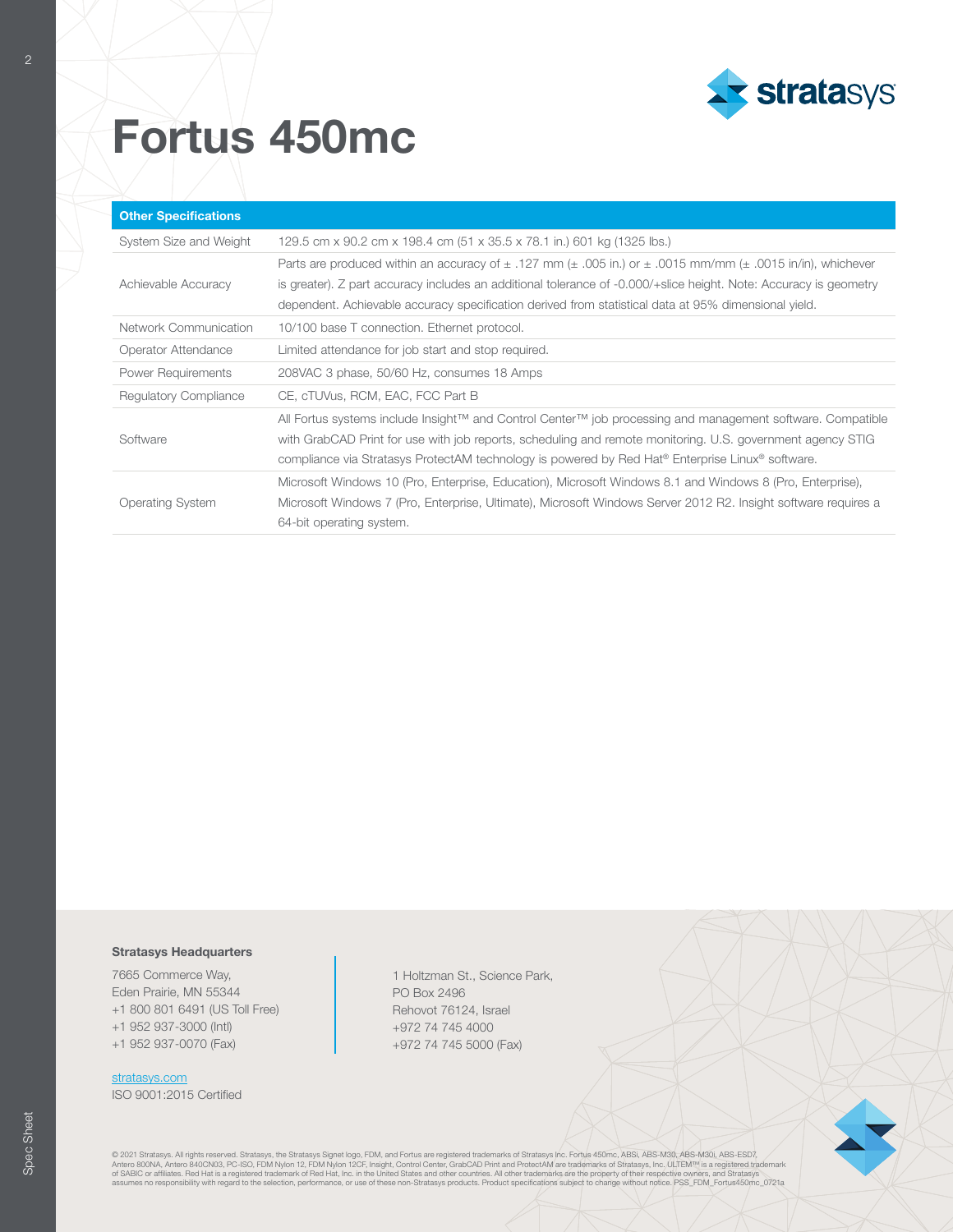# Fortus 450mc

| Other Specifications | |
|---|---|
| System Size and Weight | 129.5 cm x 90.2 cm x 198.4 cm (51 x 35.5 x 78.1 in.) 601 kg (1325 lbs.) |
| Achievable Accuracy | Parts are produced within an accuracy of ± .127 mm (± .005 in.) or ± .0015 mm/mm (± .0015 in/in), whichever is greater). Z part accuracy includes an additional tolerance of -0.000/+slice height. Note: Accuracy is geometry dependent. Achievable accuracy specification derived from statistical data at 95% dimensional yield. |
| Network Communication | 10/100 base T connection. Ethernet protocol. |
| Operator Attendance | Limited attendance for job start and stop required. |
| Power Requirements | 208VAC 3 phase, 50/60 Hz, consumes 18 Amps |
| Regulatory Compliance | CE, cTUVus, RCM, EAC, FCC Part B |
| Software | All Fortus systems include Insight™ and Control Center™ job processing and management software. Compatible with GrabCAD Print for use with job reports, scheduling and remote monitoring. U.S. government agency STIG compliance via Stratasys ProtectAM technology is powered by Red Hat® Enterprise Linux® software. |
| Operating System | Microsoft Windows 10 (Pro, Enterprise, Education), Microsoft Windows 8.1 and Windows 8 (Pro, Enterprise), Microsoft Windows 7 (Pro, Enterprise, Ultimate), Microsoft Windows Server 2012 R2. Insight software requires a 64-bit operating system. |

**Stratasys Headquarters**

7665 Commerce Way,
Eden Prairie, MN 55344
+1 800 801 6491 (US Toll Free)
+1 952 937-3000 (Intl)
+1 952 937-0070 (Fax)

1 Holtzman St., Science Park,
PO Box 2496
Rehovot 76124, Israel
+972 74 745 4000
+972 74 745 5000 (Fax)

stratasys.com
ISO 9001:2015 Certified

© 2021 Stratasys. All rights reserved. Stratasys, the Stratasys Signet logo, FDM, and Fortus are registered trademarks of Stratasys Inc. Fortus 450mc, ABSi, ABS-M30, ABS-M30i, ABS-ESD7, Antero 800NA, Antero 840CN03, PC-ISO, FDM Nylon 12, FDM Nylon 12CF, Insight, Control Center, GrabCAD Print and ProtectAM are trademarks of Stratasys, Inc. ULTEM™ is a registered trademark of SABIC or affiliates. Red Hat is a registered trademark of Red Hat, Inc. in the United States and other countries. All other trademarks are the property of their respective owners, and Stratasys assumes no responsibility with regard to the selection, performance, or use of these non-Stratasys products. Product specifications subject to change without notice. PSS_FDM_Fortus450mc_0721a